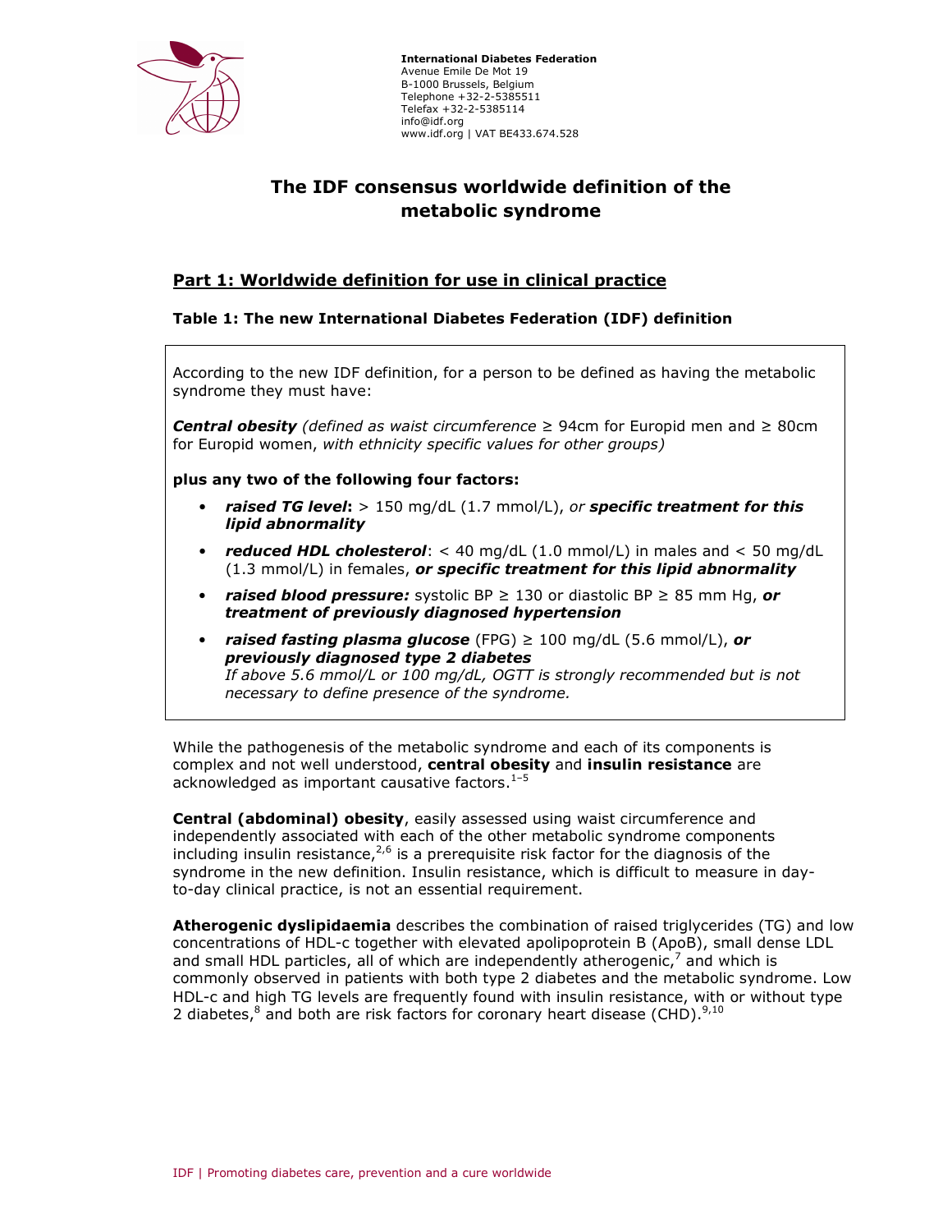**International Diabetes Federation**
Avenue Emile De Mot 19
B-1000 Brussels, Belgium
Telephone +32-2-5385511
Telefax +32-2-5385114
info@idf.org
www.idf.org | VAT BE433.674.528

# The IDF consensus worldwide definition of the metabolic syndrome

## Part 1: Worldwide definition for use in clinical practice

### Table 1: The new International Diabetes Federation (IDF) definition

According to the new IDF definition, for a person to be defined as having the metabolic syndrome they must have:

***Central obesity*** *(defined as waist circumference* ≥ 94cm for Europid men and ≥ 80cm for Europid women, *with ethnicity specific values for other groups)*

**plus any two of the following four factors:**

- ***raised TG level*:** > 150 mg/dL (1.7 mmol/L), *or* ***specific treatment for this lipid abnormality***
- ***reduced HDL cholesterol***: < 40 mg/dL (1.0 mmol/L) in males and < 50 mg/dL (1.3 mmol/L) in females, ***or specific treatment for this lipid abnormality***
- ***raised blood pressure:*** systolic BP ≥ 130 or diastolic BP ≥ 85 mm Hg, ***or treatment of previously diagnosed hypertension***
- ***raised fasting plasma glucose*** (FPG) ≥ 100 mg/dL (5.6 mmol/L), ***or previously diagnosed type 2 diabetes***
  *If above 5.6 mmol/L or 100 mg/dL, OGTT is strongly recommended but is not necessary to define presence of the syndrome.*

While the pathogenesis of the metabolic syndrome and each of its components is complex and not well understood, **central obesity** and **insulin resistance** are acknowledged as important causative factors.[1–5]

**Central (abdominal) obesity**, easily assessed using waist circumference and independently associated with each of the other metabolic syndrome components including insulin resistance,[2,6] is a prerequisite risk factor for the diagnosis of the syndrome in the new definition. Insulin resistance, which is difficult to measure in day-to-day clinical practice, is not an essential requirement.

**Atherogenic dyslipidaemia** describes the combination of raised triglycerides (TG) and low concentrations of HDL-c together with elevated apolipoprotein B (ApoB), small dense LDL and small HDL particles, all of which are independently atherogenic,[7] and which is commonly observed in patients with both type 2 diabetes and the metabolic syndrome. Low HDL-c and high TG levels are frequently found with insulin resistance, with or without type 2 diabetes,[8] and both are risk factors for coronary heart disease (CHD).[9,10]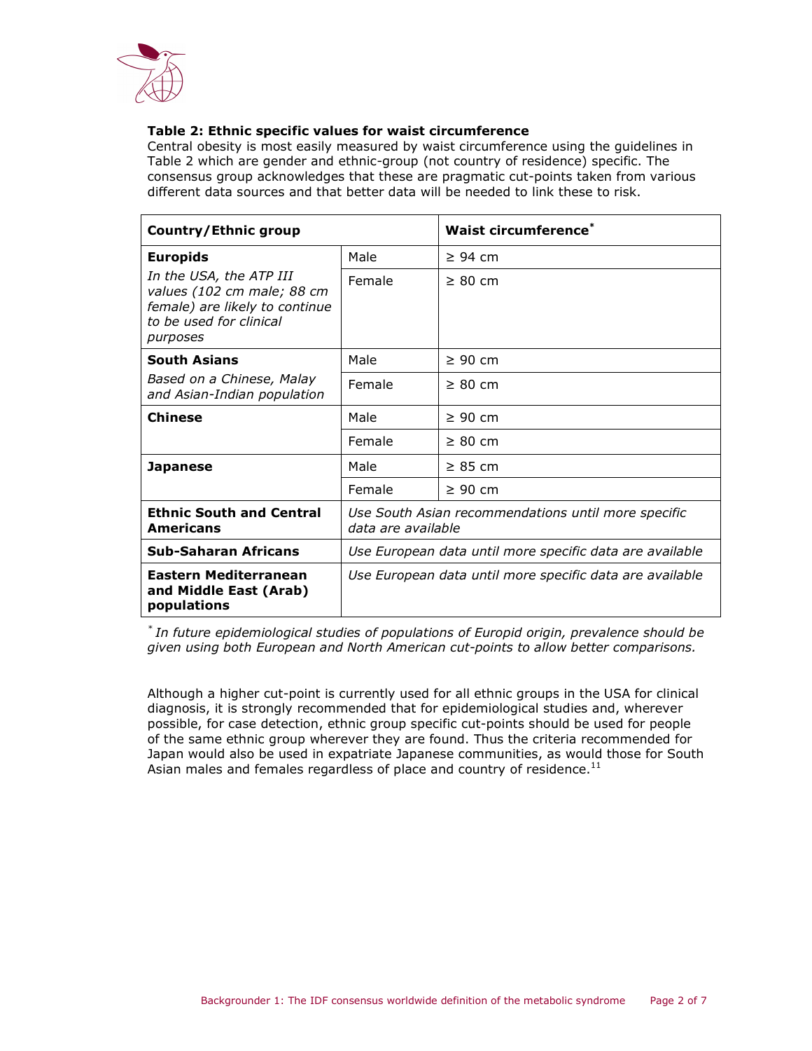**Table 2: Ethnic specific values for waist circumference**

Central obesity is most easily measured by waist circumference using the guidelines in Table 2 which are gender and ethnic-group (not country of residence) specific. The consensus group acknowledges that these are pragmatic cut-points taken from various different data sources and that better data will be needed to link these to risk.

| Country/Ethnic group | | Waist circumference* |
|---|---|---|
| **Europids**<br>*In the USA, the ATP III values (102 cm male; 88 cm female) are likely to continue to be used for clinical purposes* | Male | ≥ 94 cm |
| | Female | ≥ 80 cm |
| **South Asians**<br>*Based on a Chinese, Malay and Asian-Indian population* | Male | ≥ 90 cm |
| | Female | ≥ 80 cm |
| **Chinese** | Male | ≥ 90 cm |
| | Female | ≥ 80 cm |
| **Japanese** | Male | ≥ 85 cm |
| | Female | ≥ 90 cm |
| **Ethnic South and Central Americans** | *Use South Asian recommendations until more specific data are available* | |
| **Sub-Saharan Africans** | *Use European data until more specific data are available* | |
| **Eastern Mediterranean and Middle East (Arab) populations** | *Use European data until more specific data are available* | |

\* *In future epidemiological studies of populations of Europid origin, prevalence should be given using both European and North American cut-points to allow better comparisons.*

Although a higher cut-point is currently used for all ethnic groups in the USA for clinical diagnosis, it is strongly recommended that for epidemiological studies and, wherever possible, for case detection, ethnic group specific cut-points should be used for people of the same ethnic group wherever they are found. Thus the criteria recommended for Japan would also be used in expatriate Japanese communities, as would those for South Asian males and females regardless of place and country of residence.[11]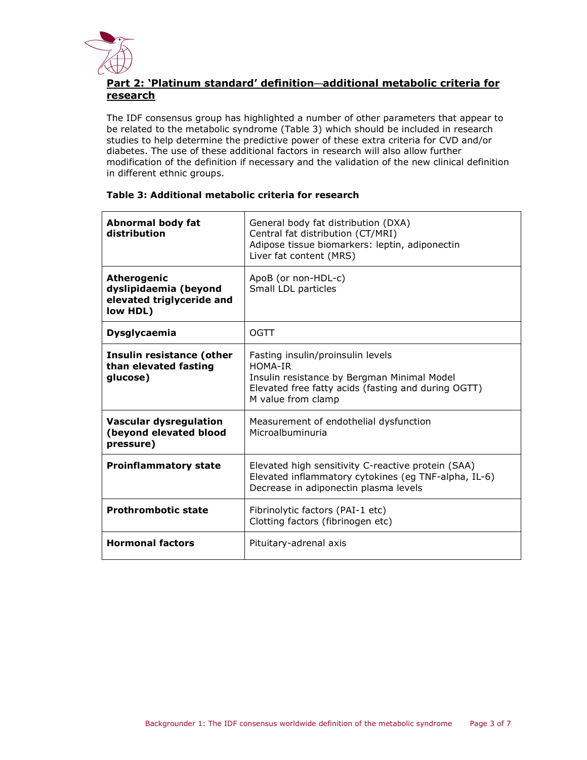## Part 2: 'Platinum standard' definition—additional metabolic criteria for research

The IDF consensus group has highlighted a number of other parameters that appear to be related to the metabolic syndrome (Table 3) which should be included in research studies to help determine the predictive power of these extra criteria for CVD and/or diabetes. The use of these additional factors in research will also allow further modification of the definition if necessary and the validation of the new clinical definition in different ethnic groups.

**Table 3: Additional metabolic criteria for research**

| | |
|---|---|
| **Abnormal body fat distribution** | General body fat distribution (DXA)<br>Central fat distribution (CT/MRI)<br>Adipose tissue biomarkers: leptin, adiponectin<br>Liver fat content (MRS) |
| **Atherogenic dyslipidaemia (beyond elevated triglyceride and low HDL)** | ApoB (or non-HDL-c)<br>Small LDL particles |
| **Dysglycaemia** | OGTT |
| **Insulin resistance (other than elevated fasting glucose)** | Fasting insulin/proinsulin levels<br>HOMA-IR<br>Insulin resistance by Bergman Minimal Model<br>Elevated free fatty acids (fasting and during OGTT)<br>M value from clamp |
| **Vascular dysregulation (beyond elevated blood pressure)** | Measurement of endothelial dysfunction<br>Microalbuminuria |
| **Proinflammatory state** | Elevated high sensitivity C-reactive protein (SAA)<br>Elevated inflammatory cytokines (eg TNF-alpha, IL-6)<br>Decrease in adiponectin plasma levels |
| **Prothrombotic state** | Fibrinolytic factors (PAI-1 etc)<br>Clotting factors (fibrinogen etc) |
| **Hormonal factors** | Pituitary-adrenal axis |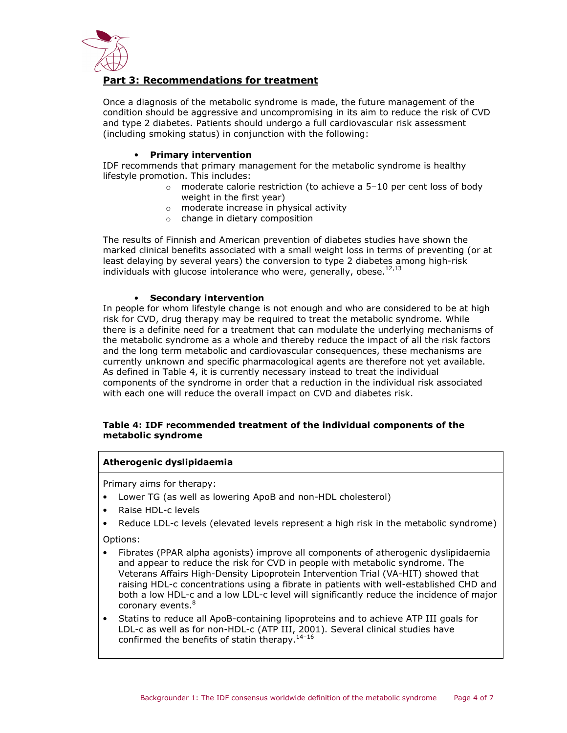## Part 3: Recommendations for treatment

Once a diagnosis of the metabolic syndrome is made, the future management of the condition should be aggressive and uncompromising in its aim to reduce the risk of CVD and type 2 diabetes. Patients should undergo a full cardiovascular risk assessment (including smoking status) in conjunction with the following:

- **Primary intervention**

IDF recommends that primary management for the metabolic syndrome is healthy lifestyle promotion. This includes:

- moderate calorie restriction (to achieve a 5–10 per cent loss of body weight in the first year)
- moderate increase in physical activity
- change in dietary composition

The results of Finnish and American prevention of diabetes studies have shown the marked clinical benefits associated with a small weight loss in terms of preventing (or at least delaying by several years) the conversion to type 2 diabetes among high-risk individuals with glucose intolerance who were, generally, obese.[12,13]

- **Secondary intervention**

In people for whom lifestyle change is not enough and who are considered to be at high risk for CVD, drug therapy may be required to treat the metabolic syndrome. While there is a definite need for a treatment that can modulate the underlying mechanisms of the metabolic syndrome as a whole and thereby reduce the impact of all the risk factors and the long term metabolic and cardiovascular consequences, these mechanisms are currently unknown and specific pharmacological agents are therefore not yet available. As defined in Table 4, it is currently necessary instead to treat the individual components of the syndrome in order that a reduction in the individual risk associated with each one will reduce the overall impact on CVD and diabetes risk.

**Table 4: IDF recommended treatment of the individual components of the metabolic syndrome**

| **Atherogenic dyslipidaemia** |
|---|
| Primary aims for therapy:<br>• Lower TG (as well as lowering ApoB and non-HDL cholesterol)<br>• Raise HDL-c levels<br>• Reduce LDL-c levels (elevated levels represent a high risk in the metabolic syndrome)<br><br>Options:<br>• Fibrates (PPAR alpha agonists) improve all components of atherogenic dyslipidaemia and appear to reduce the risk for CVD in people with metabolic syndrome. The Veterans Affairs High-Density Lipoprotein Intervention Trial (VA-HIT) showed that raising HDL-c concentrations using a fibrate in patients with well-established CHD and both a low HDL-c and a low LDL-c level will significantly reduce the incidence of major coronary events.[8]<br>• Statins to reduce all ApoB-containing lipoproteins and to achieve ATP III goals for LDL-c as well as for non-HDL-c (ATP III, 2001). Several clinical studies have confirmed the benefits of statin therapy.[14–16] |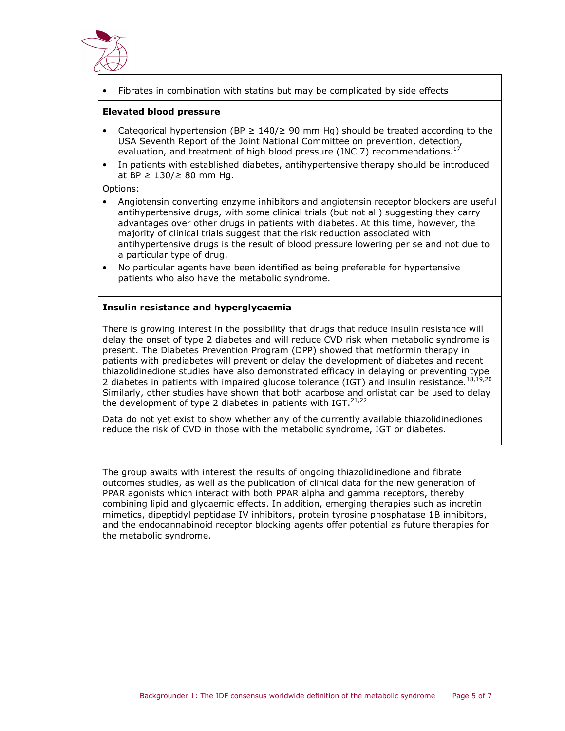- Fibrates in combination with statins but may be complicated by side effects

**Elevated blood pressure**

- Categorical hypertension (BP ≥ 140/≥ 90 mm Hg) should be treated according to the USA Seventh Report of the Joint National Committee on prevention, detection, evaluation, and treatment of high blood pressure (JNC 7) recommendations.[17]
- In patients with established diabetes, antihypertensive therapy should be introduced at BP ≥ 130/≥ 80 mm Hg.

Options:

- Angiotensin converting enzyme inhibitors and angiotensin receptor blockers are useful antihypertensive drugs, with some clinical trials (but not all) suggesting they carry advantages over other drugs in patients with diabetes. At this time, however, the majority of clinical trials suggest that the risk reduction associated with antihypertensive drugs is the result of blood pressure lowering per se and not due to a particular type of drug.
- No particular agents have been identified as being preferable for hypertensive patients who also have the metabolic syndrome.

**Insulin resistance and hyperglycaemia**

There is growing interest in the possibility that drugs that reduce insulin resistance will delay the onset of type 2 diabetes and will reduce CVD risk when metabolic syndrome is present. The Diabetes Prevention Program (DPP) showed that metformin therapy in patients with prediabetes will prevent or delay the development of diabetes and recent thiazolidinedione studies have also demonstrated efficacy in delaying or preventing type 2 diabetes in patients with impaired glucose tolerance (IGT) and insulin resistance.[18,19,20] Similarly, other studies have shown that both acarbose and orlistat can be used to delay the development of type 2 diabetes in patients with IGT.[21,22]

Data do not yet exist to show whether any of the currently available thiazolidinediones reduce the risk of CVD in those with the metabolic syndrome, IGT or diabetes.

The group awaits with interest the results of ongoing thiazolidinedione and fibrate outcomes studies, as well as the publication of clinical data for the new generation of PPAR agonists which interact with both PPAR alpha and gamma receptors, thereby combining lipid and glycaemic effects. In addition, emerging therapies such as incretin mimetics, dipeptidyl peptidase IV inhibitors, protein tyrosine phosphatase 1B inhibitors, and the endocannabinoid receptor blocking agents offer potential as future therapies for the metabolic syndrome.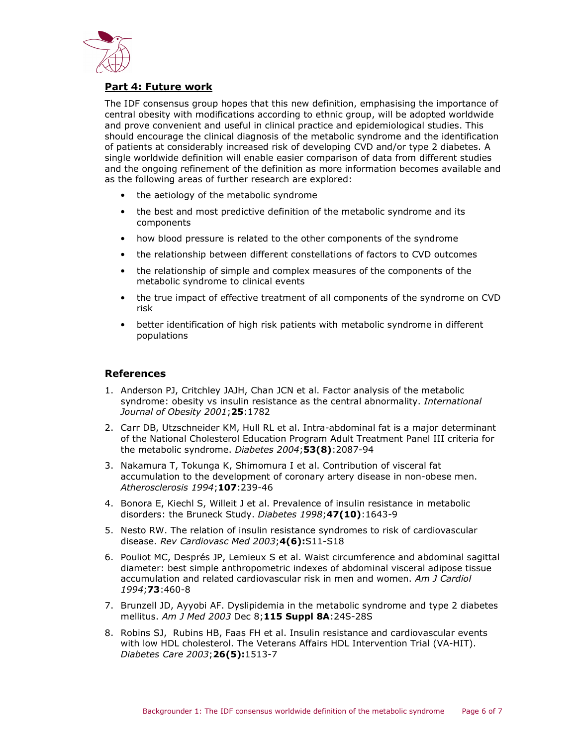## **Part 4: Future work**

The IDF consensus group hopes that this new definition, emphasising the importance of central obesity with modifications according to ethnic group, will be adopted worldwide and prove convenient and useful in clinical practice and epidemiological studies. This should encourage the clinical diagnosis of the metabolic syndrome and the identification of patients at considerably increased risk of developing CVD and/or type 2 diabetes. A single worldwide definition will enable easier comparison of data from different studies and the ongoing refinement of the definition as more information becomes available and as the following areas of further research are explored:

- the aetiology of the metabolic syndrome
- the best and most predictive definition of the metabolic syndrome and its components
- how blood pressure is related to the other components of the syndrome
- the relationship between different constellations of factors to CVD outcomes
- the relationship of simple and complex measures of the components of the metabolic syndrome to clinical events
- the true impact of effective treatment of all components of the syndrome on CVD risk
- better identification of high risk patients with metabolic syndrome in different populations

### References

1. Anderson PJ, Critchley JAJH, Chan JCN et al. Factor analysis of the metabolic syndrome: obesity vs insulin resistance as the central abnormality. *International Journal of Obesity 2001*;**25**:1782
2. Carr DB, Utzschneider KM, Hull RL et al. Intra-abdominal fat is a major determinant of the National Cholesterol Education Program Adult Treatment Panel III criteria for the metabolic syndrome. *Diabetes 2004*;**53(8)**:2087-94
3. Nakamura T, Tokunga K, Shimomura I et al. Contribution of visceral fat accumulation to the development of coronary artery disease in non-obese men. *Atherosclerosis 1994*;**107**:239-46
4. Bonora E, Kiechl S, Willeit J et al. Prevalence of insulin resistance in metabolic disorders: the Bruneck Study. *Diabetes 1998*;**47(10)**:1643-9
5. Nesto RW. The relation of insulin resistance syndromes to risk of cardiovascular disease. *Rev Cardiovasc Med 2003*;**4(6):**S11-S18
6. Pouliot MC, Després JP, Lemieux S et al. Waist circumference and abdominal sagittal diameter: best simple anthropometric indexes of abdominal visceral adipose tissue accumulation and related cardiovascular risk in men and women. *Am J Cardiol 1994*;**73**:460-8
7. Brunzell JD, Ayyobi AF. Dyslipidemia in the metabolic syndrome and type 2 diabetes mellitus. *Am J Med 2003* Dec 8;**115 Suppl 8A**:24S-28S
8. Robins SJ, Rubins HB, Faas FH et al. Insulin resistance and cardiovascular events with low HDL cholesterol. The Veterans Affairs HDL Intervention Trial (VA-HIT). *Diabetes Care 2003*;**26(5):**1513-7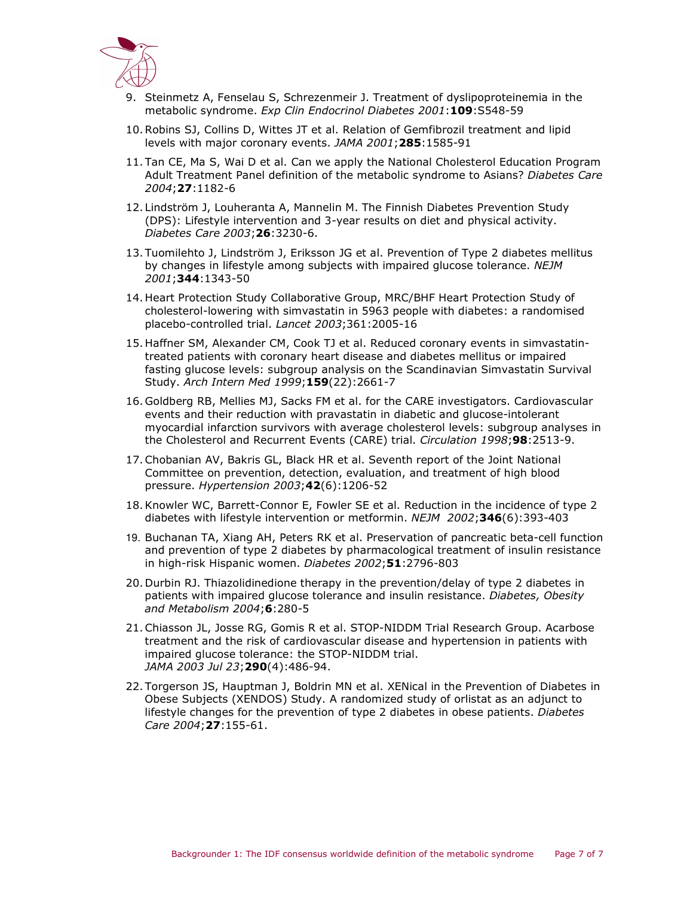9. Steinmetz A, Fenselau S, Schrezenmeir J. Treatment of dyslipoproteinemia in the metabolic syndrome. *Exp Clin Endocrinol Diabetes 2001*:**109**:S548-59
10. Robins SJ, Collins D, Wittes JT et al. Relation of Gemfibrozil treatment and lipid levels with major coronary events. *JAMA 2001*;**285**:1585-91
11. Tan CE, Ma S, Wai D et al. Can we apply the National Cholesterol Education Program Adult Treatment Panel definition of the metabolic syndrome to Asians? *Diabetes Care 2004*;**27**:1182-6
12. Lindström J, Louheranta A, Mannelin M. The Finnish Diabetes Prevention Study (DPS): Lifestyle intervention and 3-year results on diet and physical activity. *Diabetes Care 2003*;**26**:3230-6.
13. Tuomilehto J, Lindström J, Eriksson JG et al. Prevention of Type 2 diabetes mellitus by changes in lifestyle among subjects with impaired glucose tolerance. *NEJM 2001*;**344**:1343-50
14. Heart Protection Study Collaborative Group, MRC/BHF Heart Protection Study of cholesterol-lowering with simvastatin in 5963 people with diabetes: a randomised placebo-controlled trial. *Lancet 2003*;361:2005-16
15. Haffner SM, Alexander CM, Cook TJ et al. Reduced coronary events in simvastatin-treated patients with coronary heart disease and diabetes mellitus or impaired fasting glucose levels: subgroup analysis on the Scandinavian Simvastatin Survival Study. *Arch Intern Med 1999*;**159**(22):2661-7
16. Goldberg RB, Mellies MJ, Sacks FM et al. for the CARE investigators. Cardiovascular events and their reduction with pravastatin in diabetic and glucose-intolerant myocardial infarction survivors with average cholesterol levels: subgroup analyses in the Cholesterol and Recurrent Events (CARE) trial. *Circulation 1998*;**98**:2513-9.
17. Chobanian AV, Bakris GL, Black HR et al. Seventh report of the Joint National Committee on prevention, detection, evaluation, and treatment of high blood pressure. *Hypertension 2003*;**42**(6):1206-52
18. Knowler WC, Barrett-Connor E, Fowler SE et al. Reduction in the incidence of type 2 diabetes with lifestyle intervention or metformin. *NEJM 2002*;**346**(6):393-403
19. Buchanan TA, Xiang AH, Peters RK et al. Preservation of pancreatic beta-cell function and prevention of type 2 diabetes by pharmacological treatment of insulin resistance in high-risk Hispanic women. *Diabetes 2002*;**51**:2796-803
20. Durbin RJ. Thiazolidinedione therapy in the prevention/delay of type 2 diabetes in patients with impaired glucose tolerance and insulin resistance. *Diabetes, Obesity and Metabolism 2004*;**6**:280-5
21. Chiasson JL, Josse RG, Gomis R et al. STOP-NIDDM Trial Research Group. Acarbose treatment and the risk of cardiovascular disease and hypertension in patients with impaired glucose tolerance: the STOP-NIDDM trial. *JAMA 2003 Jul 23*;**290**(4):486-94.
22. Torgerson JS, Hauptman J, Boldrin MN et al. XENical in the Prevention of Diabetes in Obese Subjects (XENDOS) Study. A randomized study of orlistat as an adjunct to lifestyle changes for the prevention of type 2 diabetes in obese patients. *Diabetes Care 2004*;**27**:155-61.